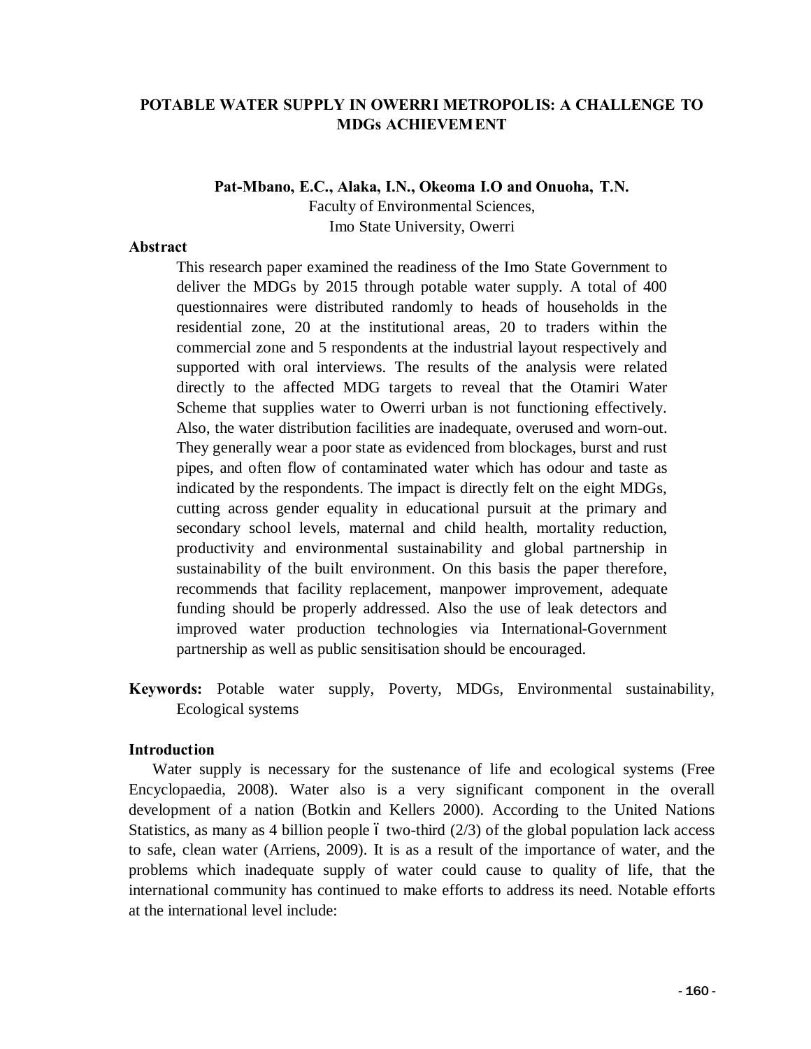# POTABLE WATER SUPPLY IN OWERRI METROPOLIS: A CHALLENGE TO MDGs ACHIEVEMENT

**Pat-Mbano, E.C., Alaka, I.N., Okeoma I.O and Onuoha, T.N.**

Faculty of Environmental Sciences,
Imo State University, Owerri

## Abstract

This research paper examined the readiness of the Imo State Government to deliver the MDGs by 2015 through potable water supply. A total of 400 questionnaires were distributed randomly to heads of households in the residential zone, 20 at the institutional areas, 20 to traders within the commercial zone and 5 respondents at the industrial layout respectively and supported with oral interviews. The results of the analysis were related directly to the affected MDG targets to reveal that the Otamiri Water Scheme that supplies water to Owerri urban is not functioning effectively. Also, the water distribution facilities are inadequate, overused and worn-out. They generally wear a poor state as evidenced from blockages, burst and rust pipes, and often flow of contaminated water which has odour and taste as indicated by the respondents. The impact is directly felt on the eight MDGs, cutting across gender equality in educational pursuit at the primary and secondary school levels, maternal and child health, mortality reduction, productivity and environmental sustainability and global partnership in sustainability of the built environment. On this basis the paper therefore, recommends that facility replacement, manpower improvement, adequate funding should be properly addressed. Also the use of leak detectors and improved water production technologies via International-Government partnership as well as public sensitisation should be encouraged.

**Keywords:** Potable water supply, Poverty, MDGs, Environmental sustainability, Ecological systems

## Introduction

Water supply is necessary for the sustenance of life and ecological systems (Free Encyclopaedia, 2008). Water also is a very significant component in the overall development of a nation (Botkin and Kellers 2000). According to the United Nations Statistics, as many as 4 billion people – two-third (2/3) of the global population lack access to safe, clean water (Arriens, 2009). It is as a result of the importance of water, and the problems which inadequate supply of water could cause to quality of life, that the international community has continued to make efforts to address its need. Notable efforts at the international level include: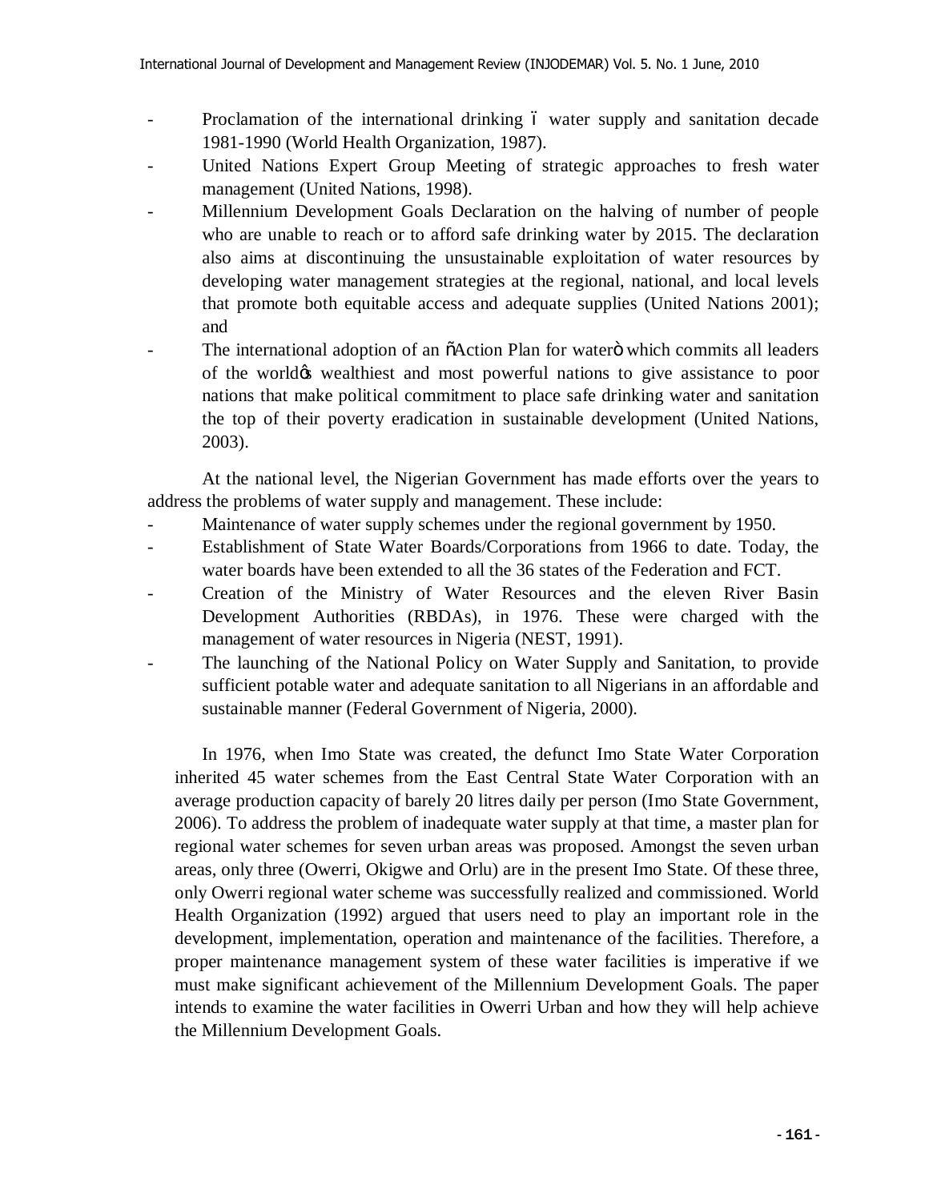- Proclamation of the international drinking – water supply and sanitation decade 1981-1990 (World Health Organization, 1987).
- United Nations Expert Group Meeting of strategic approaches to fresh water management (United Nations, 1998).
- Millennium Development Goals Declaration on the halving of number of people who are unable to reach or to afford safe drinking water by 2015. The declaration also aims at discontinuing the unsustainable exploitation of water resources by developing water management strategies at the regional, national, and local levels that promote both equitable access and adequate supplies (United Nations 2001); and
- The international adoption of an "Action Plan for water" which commits all leaders of the world's wealthiest and most powerful nations to give assistance to poor nations that make political commitment to place safe drinking water and sanitation the top of their poverty eradication in sustainable development (United Nations, 2003).

At the national level, the Nigerian Government has made efforts over the years to address the problems of water supply and management. These include:

- Maintenance of water supply schemes under the regional government by 1950.
- Establishment of State Water Boards/Corporations from 1966 to date. Today, the water boards have been extended to all the 36 states of the Federation and FCT.
- Creation of the Ministry of Water Resources and the eleven River Basin Development Authorities (RBDAs), in 1976. These were charged with the management of water resources in Nigeria (NEST, 1991).
- The launching of the National Policy on Water Supply and Sanitation, to provide sufficient potable water and adequate sanitation to all Nigerians in an affordable and sustainable manner (Federal Government of Nigeria, 2000).

In 1976, when Imo State was created, the defunct Imo State Water Corporation inherited 45 water schemes from the East Central State Water Corporation with an average production capacity of barely 20 litres daily per person (Imo State Government, 2006). To address the problem of inadequate water supply at that time, a master plan for regional water schemes for seven urban areas was proposed. Amongst the seven urban areas, only three (Owerri, Okigwe and Orlu) are in the present Imo State. Of these three, only Owerri regional water scheme was successfully realized and commissioned. World Health Organization (1992) argued that users need to play an important role in the development, implementation, operation and maintenance of the facilities. Therefore, a proper maintenance management system of these water facilities is imperative if we must make significant achievement of the Millennium Development Goals. The paper intends to examine the water facilities in Owerri Urban and how they will help achieve the Millennium Development Goals.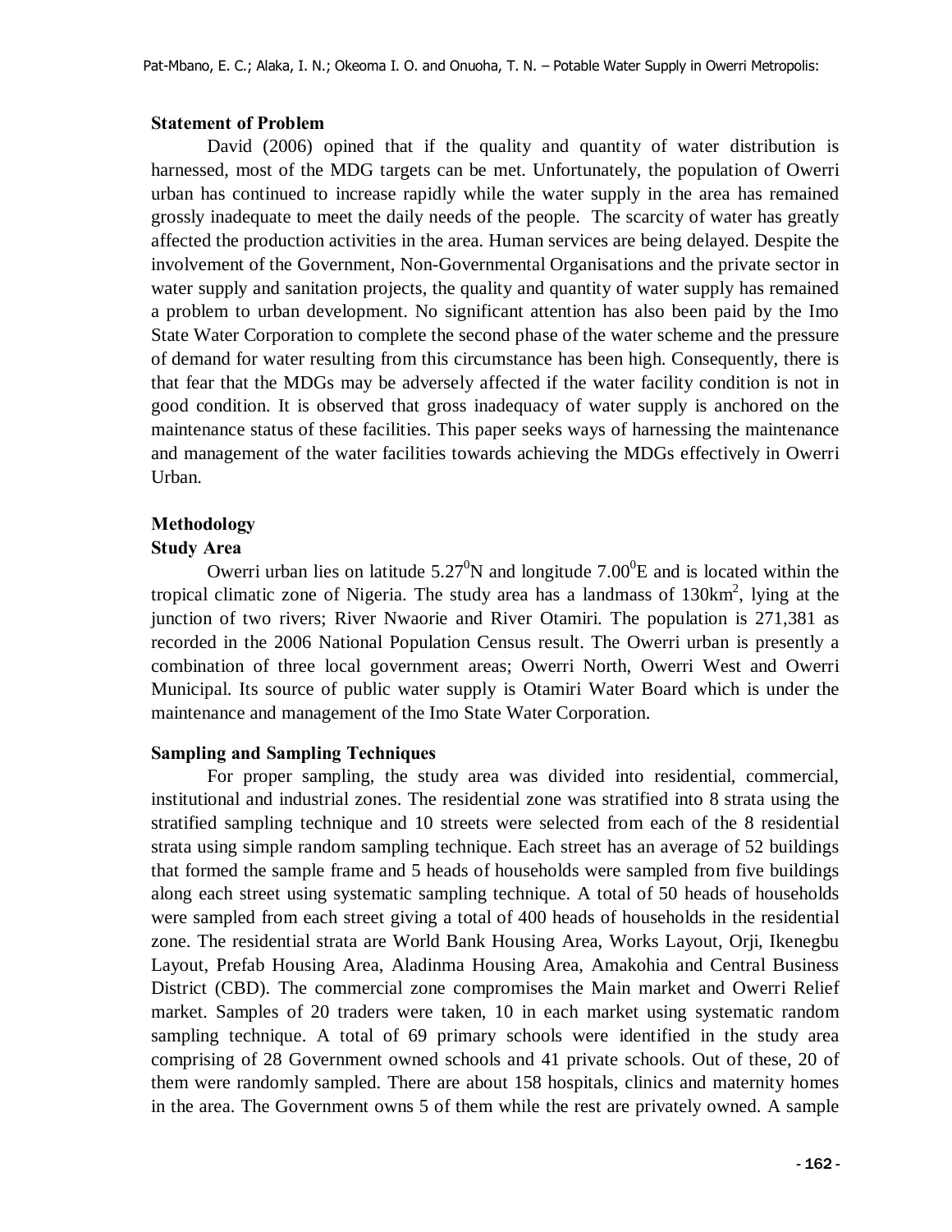### Statement of Problem

David (2006) opined that if the quality and quantity of water distribution is harnessed, most of the MDG targets can be met. Unfortunately, the population of Owerri urban has continued to increase rapidly while the water supply in the area has remained grossly inadequate to meet the daily needs of the people. The scarcity of water has greatly affected the production activities in the area. Human services are being delayed. Despite the involvement of the Government, Non-Governmental Organisations and the private sector in water supply and sanitation projects, the quality and quantity of water supply has remained a problem to urban development. No significant attention has also been paid by the Imo State Water Corporation to complete the second phase of the water scheme and the pressure of demand for water resulting from this circumstance has been high. Consequently, there is that fear that the MDGs may be adversely affected if the water facility condition is not in good condition. It is observed that gross inadequacy of water supply is anchored on the maintenance status of these facilities. This paper seeks ways of harnessing the maintenance and management of the water facilities towards achieving the MDGs effectively in Owerri Urban.

### Methodology

#### Study Area

Owerri urban lies on latitude $5.27^0$N and longitude $7.00^0$E and is located within the tropical climatic zone of Nigeria. The study area has a landmass of 130km$^2$, lying at the junction of two rivers; River Nwaorie and River Otamiri. The population is 271,381 as recorded in the 2006 National Population Census result. The Owerri urban is presently a combination of three local government areas; Owerri North, Owerri West and Owerri Municipal. Its source of public water supply is Otamiri Water Board which is under the maintenance and management of the Imo State Water Corporation.

#### Sampling and Sampling Techniques

For proper sampling, the study area was divided into residential, commercial, institutional and industrial zones. The residential zone was stratified into 8 strata using the stratified sampling technique and 10 streets were selected from each of the 8 residential strata using simple random sampling technique. Each street has an average of 52 buildings that formed the sample frame and 5 heads of households were sampled from five buildings along each street using systematic sampling technique. A total of 50 heads of households were sampled from each street giving a total of 400 heads of households in the residential zone. The residential strata are World Bank Housing Area, Works Layout, Orji, Ikenegbu Layout, Prefab Housing Area, Aladinma Housing Area, Amakohia and Central Business District (CBD). The commercial zone compromises the Main market and Owerri Relief market. Samples of 20 traders were taken, 10 in each market using systematic random sampling technique. A total of 69 primary schools were identified in the study area comprising of 28 Government owned schools and 41 private schools. Out of these, 20 of them were randomly sampled. There are about 158 hospitals, clinics and maternity homes in the area. The Government owns 5 of them while the rest are privately owned. A sample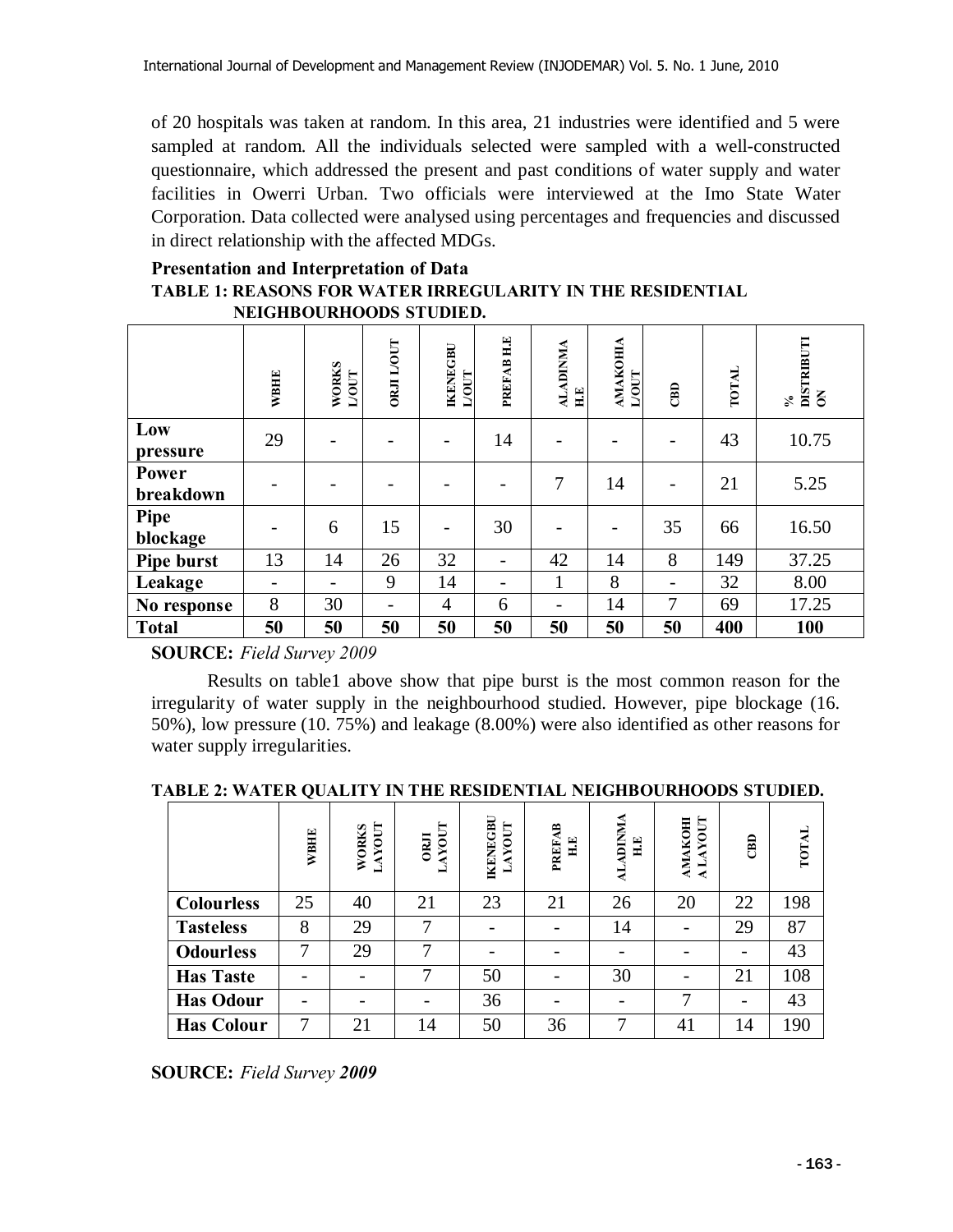of 20 hospitals was taken at random. In this area, 21 industries were identified and 5 were sampled at random. All the individuals selected were sampled with a well-constructed questionnaire, which addressed the present and past conditions of water supply and water facilities in Owerri Urban. Two officials were interviewed at the Imo State Water Corporation. Data collected were analysed using percentages and frequencies and discussed in direct relationship with the affected MDGs.

### Presentation and Interpretation of Data

**TABLE 1: REASONS FOR WATER IRREGULARITY IN THE RESIDENTIAL NEIGHBOURHOODS STUDIED.**

| | WBHE | WORKS L/OUT | ORJI L/OUT | IKENEGBU L/OUT | PREFAB H.E | ALADINMA H.E | AMAKOHIA L/OUT | CBD | TOTAL | % DISTRIBUTION |
|---|---|---|---|---|---|---|---|---|---|---|
| **Low pressure** | 29 | - | - | - | 14 | - | - | - | 43 | 10.75 |
| **Power breakdown** | - | - | - | - | - | 7 | 14 | - | 21 | 5.25 |
| **Pipe blockage** | - | 6 | 15 | - | 30 | - | - | 35 | 66 | 16.50 |
| **Pipe burst** | 13 | 14 | 26 | 32 | - | 42 | 14 | 8 | 149 | 37.25 |
| **Leakage** | - | - | 9 | 14 | - | 1 | 8 | - | 32 | 8.00 |
| **No response** | 8 | 30 | - | 4 | 6 | - | 14 | 7 | 69 | 17.25 |
| **Total** | **50** | **50** | **50** | **50** | **50** | **50** | **50** | **50** | **400** | **100** |

**SOURCE:** *Field Survey 2009*

Results on table1 above show that pipe burst is the most common reason for the irregularity of water supply in the neighbourhood studied. However, pipe blockage (16. 50%), low pressure (10. 75%) and leakage (8.00%) were also identified as other reasons for water supply irregularities.

**TABLE 2: WATER QUALITY IN THE RESIDENTIAL NEIGHBOURHOODS STUDIED.**

| | WBHE | WORKS LAYOUT | ORJI LAYOUT | IKENEGBU LAYOUT | PREFAB H.E | ALADINMA H.E | AMAKOHIA LAYOUT | CBD | TOTAL |
|---|---|---|---|---|---|---|---|---|---|
| **Colourless** | 25 | 40 | 21 | 23 | 21 | 26 | 20 | 22 | 198 |
| **Tasteless** | 8 | 29 | 7 | - | - | 14 | - | 29 | 87 |
| **Odourless** | 7 | 29 | 7 | - | - | - | - | - | 43 |
| **Has Taste** | - | - | 7 | 50 | - | 30 | - | 21 | 108 |
| **Has Odour** | - | - | - | 36 | - | - | 7 | - | 43 |
| **Has Colour** | 7 | 21 | 14 | 50 | 36 | 7 | 41 | 14 | 190 |

**SOURCE:** *Field Survey **2009***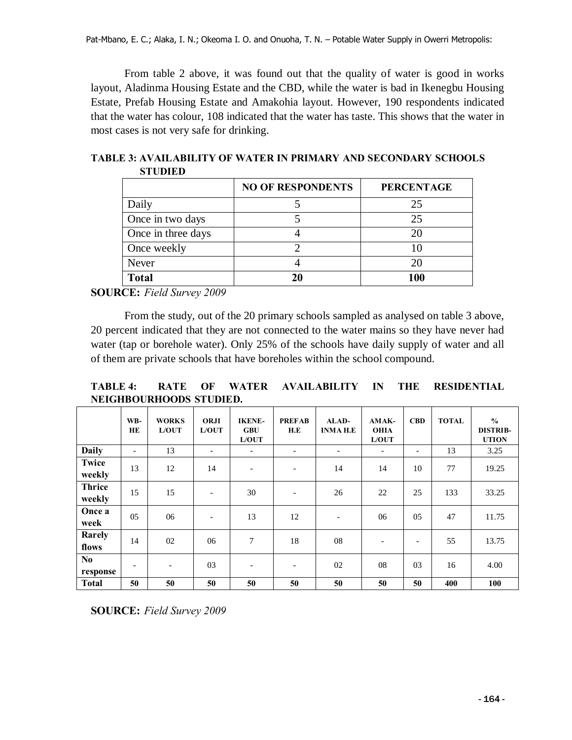From table 2 above, it was found out that the quality of water is good in works layout, Aladinma Housing Estate and the CBD, while the water is bad in Ikenegbu Housing Estate, Prefab Housing Estate and Amakohia layout. However, 190 respondents indicated that the water has colour, 108 indicated that the water has taste. This shows that the water in most cases is not very safe for drinking.

**TABLE 3: AVAILABILITY OF WATER IN PRIMARY AND SECONDARY SCHOOLS STUDIED**

| | NO OF RESPONDENTS | PERCENTAGE |
|---|---|---|
| Daily | 5 | 25 |
| Once in two days | 5 | 25 |
| Once in three days | 4 | 20 |
| Once weekly | 2 | 10 |
| Never | 4 | 20 |
| **Total** | **20** | **100** |

**SOURCE:** *Field Survey 2009*

From the study, out of the 20 primary schools sampled as analysed on table 3 above, 20 percent indicated that they are not connected to the water mains so they have never had water (tap or borehole water). Only 25% of the schools have daily supply of water and all of them are private schools that have boreholes within the school compound.

**TABLE 4: RATE OF WATER AVAILABILITY IN THE RESIDENTIAL NEIGHBOURHOODS STUDIED.**

| | WB-HE | WORKS L/OUT | ORJI L/OUT | IKENE-GBU L/OUT | PREFAB H.E | ALAD-INMA H.E | AMAK-OHIA L/OUT | CBD | TOTAL | % DISTRIB-UTION |
|---|---|---|---|---|---|---|---|---|---|---|
| **Daily** | - | 13 | - | - | - | - | - | - | 13 | 3.25 |
| **Twice weekly** | 13 | 12 | 14 | - | - | 14 | 14 | 10 | 77 | 19.25 |
| **Thrice weekly** | 15 | 15 | - | 30 | - | 26 | 22 | 25 | 133 | 33.25 |
| **Once a week** | 05 | 06 | - | 13 | 12 | - | 06 | 05 | 47 | 11.75 |
| **Rarely flows** | 14 | 02 | 06 | 7 | 18 | 08 | - | - | 55 | 13.75 |
| **No response** | - | - | 03 | - | - | 02 | 08 | 03 | 16 | 4.00 |
| **Total** | **50** | **50** | **50** | **50** | **50** | **50** | **50** | **50** | **400** | **100** |

**SOURCE:** *Field Survey 2009*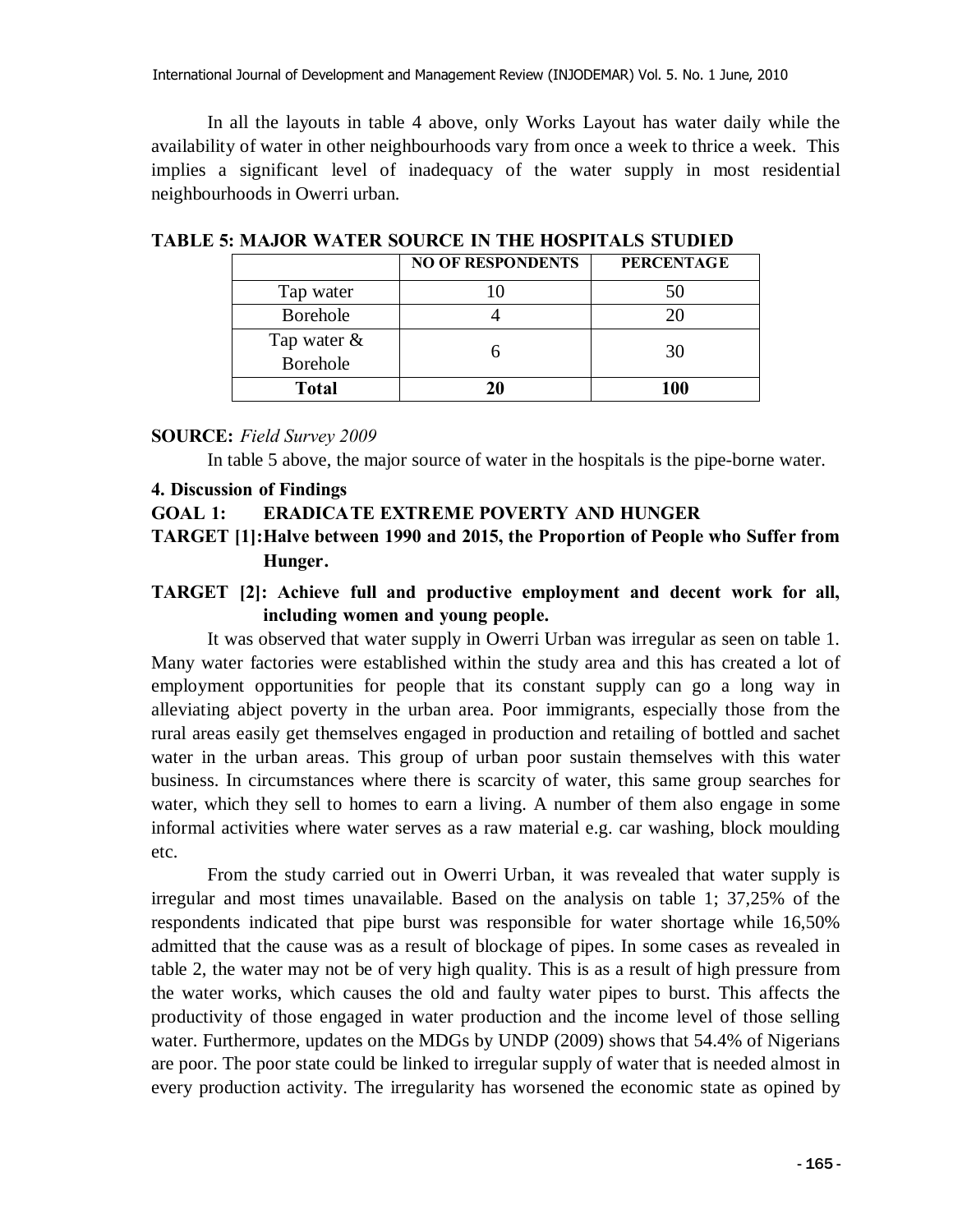In all the layouts in table 4 above, only Works Layout has water daily while the availability of water in other neighbourhoods vary from once a week to thrice a week. This implies a significant level of inadequacy of the water supply in most residential neighbourhoods in Owerri urban.

**TABLE 5: MAJOR WATER SOURCE IN THE HOSPITALS STUDIED**

| | NO OF RESPONDENTS | PERCENTAGE |
|---|---|---|
| Tap water | 10 | 50 |
| Borehole | 4 | 20 |
| Tap water & Borehole | 6 | 30 |
| **Total** | **20** | **100** |

**SOURCE:** *Field Survey 2009*

In table 5 above, the major source of water in the hospitals is the pipe-borne water.

## 4. Discussion of Findings

### GOAL 1: ERADICATE EXTREME POVERTY AND HUNGER

**TARGET [1]: Halve between 1990 and 2015, the Proportion of People who Suffer from Hunger.**

**TARGET [2]: Achieve full and productive employment and decent work for all, including women and young people.**

It was observed that water supply in Owerri Urban was irregular as seen on table 1. Many water factories were established within the study area and this has created a lot of employment opportunities for people that its constant supply can go a long way in alleviating abject poverty in the urban area. Poor immigrants, especially those from the rural areas easily get themselves engaged in production and retailing of bottled and sachet water in the urban areas. This group of urban poor sustain themselves with this water business. In circumstances where there is scarcity of water, this same group searches for water, which they sell to homes to earn a living. A number of them also engage in some informal activities where water serves as a raw material e.g. car washing, block moulding etc.

From the study carried out in Owerri Urban, it was revealed that water supply is irregular and most times unavailable. Based on the analysis on table 1; 37,25% of the respondents indicated that pipe burst was responsible for water shortage while 16,50% admitted that the cause was as a result of blockage of pipes. In some cases as revealed in table 2, the water may not be of very high quality. This is as a result of high pressure from the water works, which causes the old and faulty water pipes to burst. This affects the productivity of those engaged in water production and the income level of those selling water. Furthermore, updates on the MDGs by UNDP (2009) shows that 54.4% of Nigerians are poor. The poor state could be linked to irregular supply of water that is needed almost in every production activity. The irregularity has worsened the economic state as opined by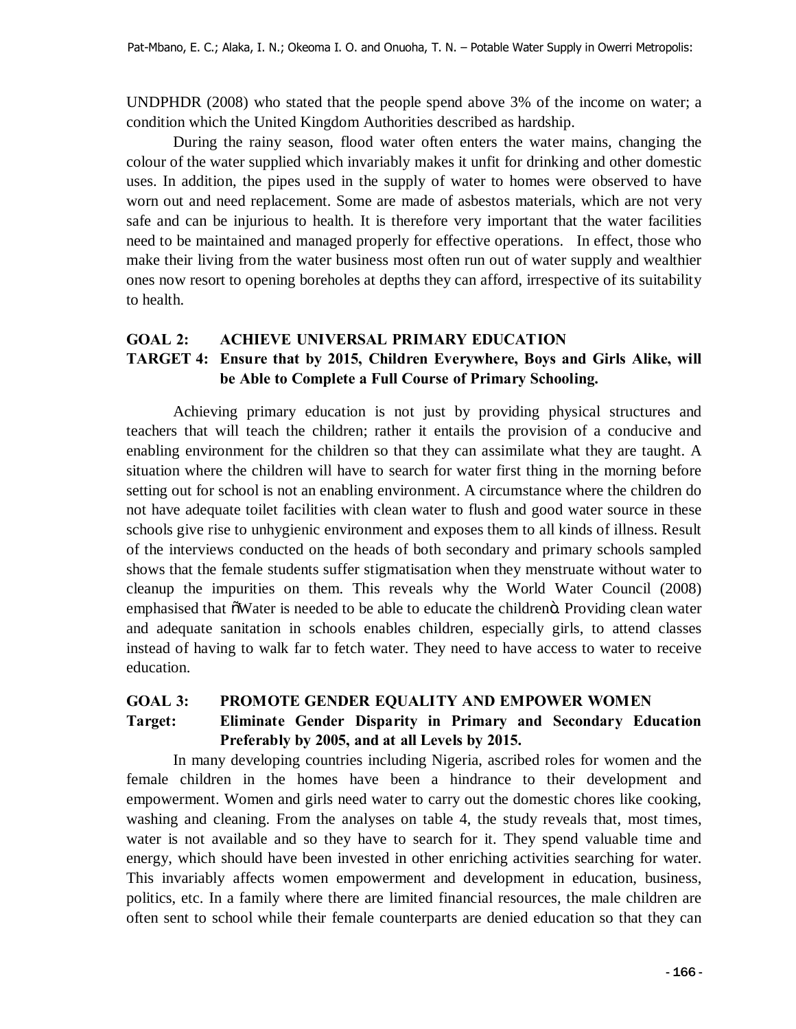UNDPHDR (2008) who stated that the people spend above 3% of the income on water; a condition which the United Kingdom Authorities described as hardship.

During the rainy season, flood water often enters the water mains, changing the colour of the water supplied which invariably makes it unfit for drinking and other domestic uses. In addition, the pipes used in the supply of water to homes were observed to have worn out and need replacement. Some are made of asbestos materials, which are not very safe and can be injurious to health. It is therefore very important that the water facilities need to be maintained and managed properly for effective operations. In effect, those who make their living from the water business most often run out of water supply and wealthier ones now resort to opening boreholes at depths they can afford, irrespective of its suitability to health.

### GOAL 2: ACHIEVE UNIVERSAL PRIMARY EDUCATION

### TARGET 4: Ensure that by 2015, Children Everywhere, Boys and Girls Alike, will be Able to Complete a Full Course of Primary Schooling.

Achieving primary education is not just by providing physical structures and teachers that will teach the children; rather it entails the provision of a conducive and enabling environment for the children so that they can assimilate what they are taught. A situation where the children will have to search for water first thing in the morning before setting out for school is not an enabling environment. A circumstance where the children do not have adequate toilet facilities with clean water to flush and good water source in these schools give rise to unhygienic environment and exposes them to all kinds of illness. Result of the interviews conducted on the heads of both secondary and primary schools sampled shows that the female students suffer stigmatisation when they menstruate without water to cleanup the impurities on them. This reveals why the World Water Council (2008) emphasised that "Water is needed to be able to educate the children". Providing clean water and adequate sanitation in schools enables children, especially girls, to attend classes instead of having to walk far to fetch water. They need to have access to water to receive education.

### GOAL 3: PROMOTE GENDER EQUALITY AND EMPOWER WOMEN

### Target: Eliminate Gender Disparity in Primary and Secondary Education Preferably by 2005, and at all Levels by 2015.

In many developing countries including Nigeria, ascribed roles for women and the female children in the homes have been a hindrance to their development and empowerment. Women and girls need water to carry out the domestic chores like cooking, washing and cleaning. From the analyses on table 4, the study reveals that, most times, water is not available and so they have to search for it. They spend valuable time and energy, which should have been invested in other enriching activities searching for water. This invariably affects women empowerment and development in education, business, politics, etc. In a family where there are limited financial resources, the male children are often sent to school while their female counterparts are denied education so that they can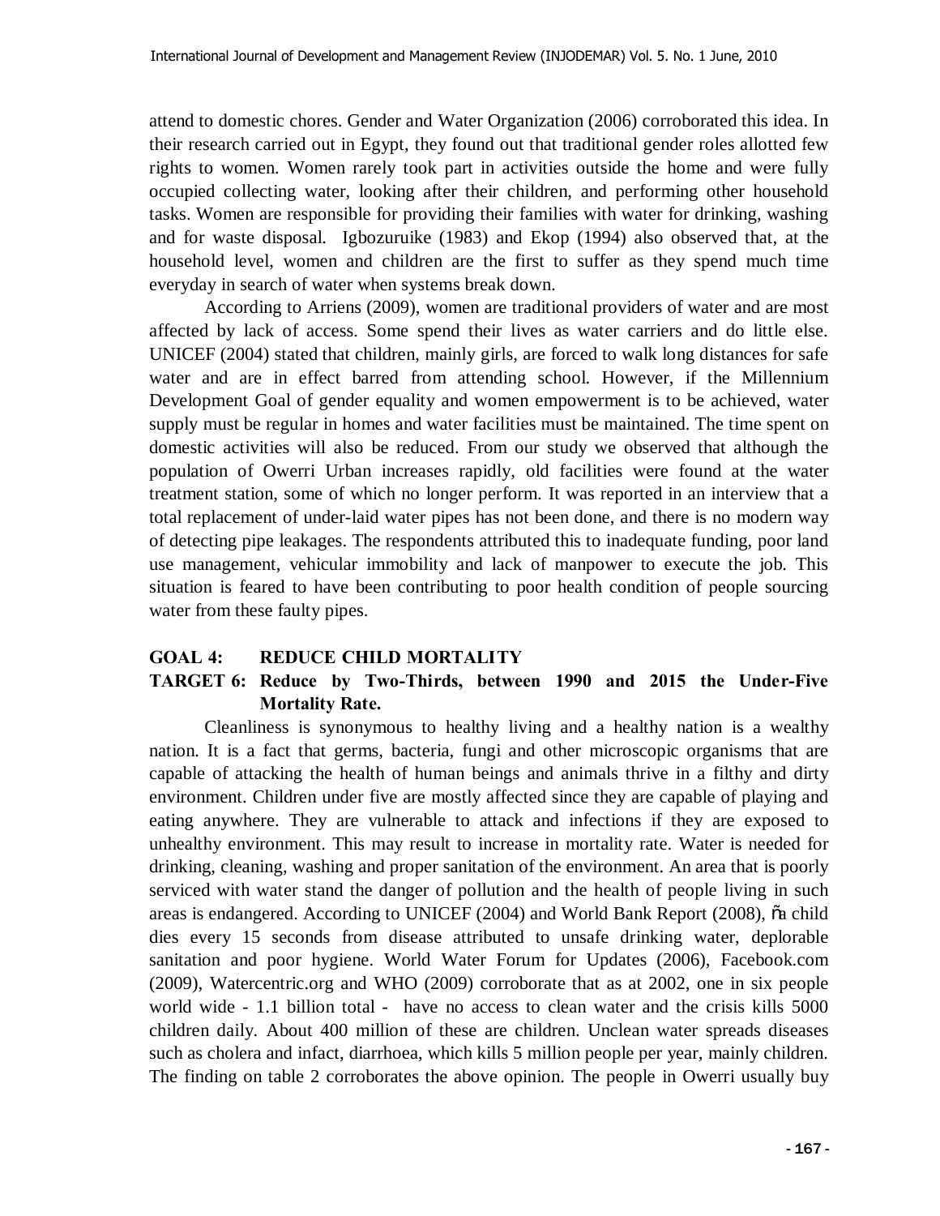attend to domestic chores. Gender and Water Organization (2006) corroborated this idea. In their research carried out in Egypt, they found out that traditional gender roles allotted few rights to women. Women rarely took part in activities outside the home and were fully occupied collecting water, looking after their children, and performing other household tasks. Women are responsible for providing their families with water for drinking, washing and for waste disposal. Igbozuruike (1983) and Ekop (1994) also observed that, at the household level, women and children are the first to suffer as they spend much time everyday in search of water when systems break down.

According to Arriens (2009), women are traditional providers of water and are most affected by lack of access. Some spend their lives as water carriers and do little else. UNICEF (2004) stated that children, mainly girls, are forced to walk long distances for safe water and are in effect barred from attending school. However, if the Millennium Development Goal of gender equality and women empowerment is to be achieved, water supply must be regular in homes and water facilities must be maintained. The time spent on domestic activities will also be reduced. From our study we observed that although the population of Owerri Urban increases rapidly, old facilities were found at the water treatment station, some of which no longer perform. It was reported in an interview that a total replacement of under-laid water pipes has not been done, and there is no modern way of detecting pipe leakages. The respondents attributed this to inadequate funding, poor land use management, vehicular immobility and lack of manpower to execute the job. This situation is feared to have been contributing to poor health condition of people sourcing water from these faulty pipes.

## GOAL 4: REDUCE CHILD MORTALITY

### TARGET 6: Reduce by Two-Thirds, between 1990 and 2015 the Under-Five Mortality Rate.

Cleanliness is synonymous to healthy living and a healthy nation is a wealthy nation. It is a fact that germs, bacteria, fungi and other microscopic organisms that are capable of attacking the health of human beings and animals thrive in a filthy and dirty environment. Children under five are mostly affected since they are capable of playing and eating anywhere. They are vulnerable to attack and infections if they are exposed to unhealthy environment. This may result to increase in mortality rate. Water is needed for drinking, cleaning, washing and proper sanitation of the environment. An area that is poorly serviced with water stand the danger of pollution and the health of people living in such areas is endangered. According to UNICEF (2004) and World Bank Report (2008), "a child dies every 15 seconds from disease attributed to unsafe drinking water, deplorable sanitation and poor hygiene. World Water Forum for Updates (2006), Facebook.com (2009), Watercentric.org and WHO (2009) corroborate that as at 2002, one in six people world wide - 1.1 billion total - have no access to clean water and the crisis kills 5000 children daily. About 400 million of these are children. Unclean water spreads diseases such as cholera and infact, diarrhoea, which kills 5 million people per year, mainly children. The finding on table 2 corroborates the above opinion. The people in Owerri usually buy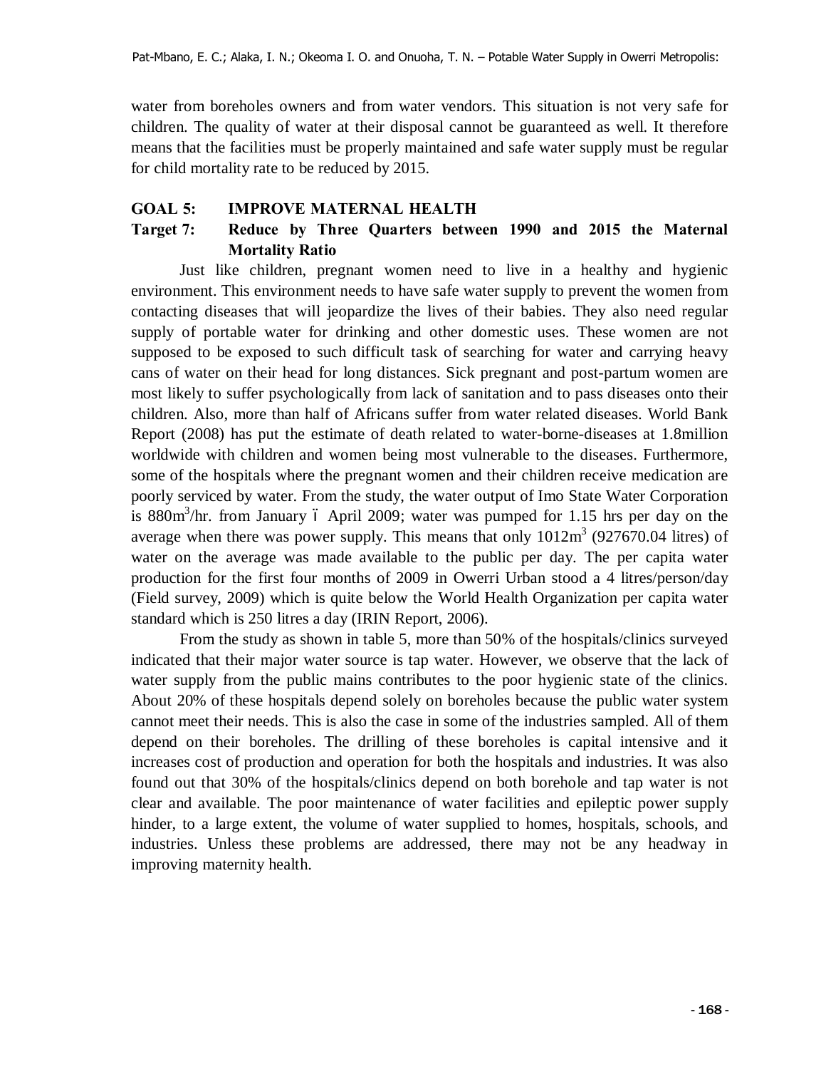water from boreholes owners and from water vendors. This situation is not very safe for children. The quality of water at their disposal cannot be guaranteed as well. It therefore means that the facilities must be properly maintained and safe water supply must be regular for child mortality rate to be reduced by 2015.

## GOAL 5: IMPROVE MATERNAL HEALTH

### Target 7: Reduce by Three Quarters between 1990 and 2015 the Maternal Mortality Ratio

Just like children, pregnant women need to live in a healthy and hygienic environment. This environment needs to have safe water supply to prevent the women from contacting diseases that will jeopardize the lives of their babies. They also need regular supply of portable water for drinking and other domestic uses. These women are not supposed to be exposed to such difficult task of searching for water and carrying heavy cans of water on their head for long distances. Sick pregnant and post-partum women are most likely to suffer psychologically from lack of sanitation and to pass diseases onto their children. Also, more than half of Africans suffer from water related diseases. World Bank Report (2008) has put the estimate of death related to water-borne-diseases at 1.8million worldwide with children and women being most vulnerable to the diseases. Furthermore, some of the hospitals where the pregnant women and their children receive medication are poorly serviced by water. From the study, the water output of Imo State Water Corporation is 880m$^3$/hr. from January – April 2009; water was pumped for 1.15 hrs per day on the average when there was power supply. This means that only 1012m$^3$ (927670.04 litres) of water on the average was made available to the public per day. The per capita water production for the first four months of 2009 in Owerri Urban stood a 4 litres/person/day (Field survey, 2009) which is quite below the World Health Organization per capita water standard which is 250 litres a day (IRIN Report, 2006).

From the study as shown in table 5, more than 50% of the hospitals/clinics surveyed indicated that their major water source is tap water. However, we observe that the lack of water supply from the public mains contributes to the poor hygienic state of the clinics. About 20% of these hospitals depend solely on boreholes because the public water system cannot meet their needs. This is also the case in some of the industries sampled. All of them depend on their boreholes. The drilling of these boreholes is capital intensive and it increases cost of production and operation for both the hospitals and industries. It was also found out that 30% of the hospitals/clinics depend on both borehole and tap water is not clear and available. The poor maintenance of water facilities and epileptic power supply hinder, to a large extent, the volume of water supplied to homes, hospitals, schools, and industries. Unless these problems are addressed, there may not be any headway in improving maternity health.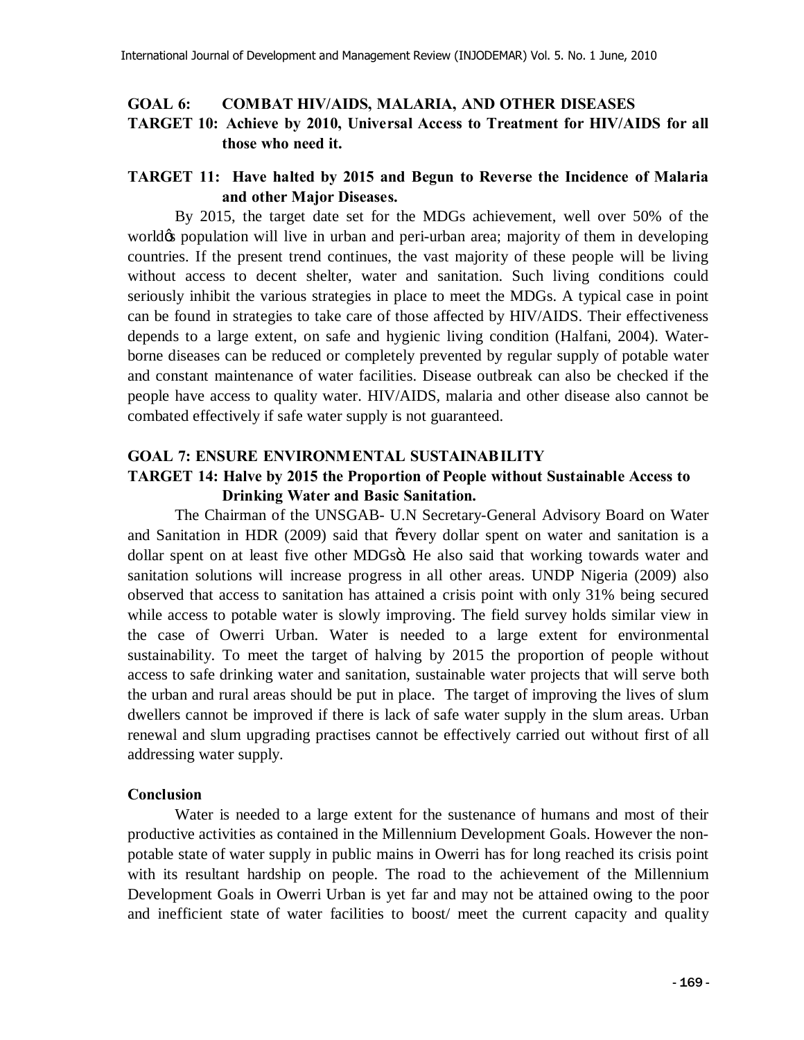**GOAL 6: COMBAT HIV/AIDS, MALARIA, AND OTHER DISEASES**

**TARGET 10: Achieve by 2010, Universal Access to Treatment for HIV/AIDS for all those who need it.**

**TARGET 11: Have halted by 2015 and Begun to Reverse the Incidence of Malaria and other Major Diseases.**

By 2015, the target date set for the MDGs achievement, well over 50% of the world's population will live in urban and peri-urban area; majority of them in developing countries. If the present trend continues, the vast majority of these people will be living without access to decent shelter, water and sanitation. Such living conditions could seriously inhibit the various strategies in place to meet the MDGs. A typical case in point can be found in strategies to take care of those affected by HIV/AIDS. Their effectiveness depends to a large extent, on safe and hygienic living condition (Halfani, 2004). Water-borne diseases can be reduced or completely prevented by regular supply of potable water and constant maintenance of water facilities. Disease outbreak can also be checked if the people have access to quality water. HIV/AIDS, malaria and other disease also cannot be combated effectively if safe water supply is not guaranteed.

**GOAL 7: ENSURE ENVIRONMENTAL SUSTAINABILITY**

**TARGET 14: Halve by 2015 the Proportion of People without Sustainable Access to Drinking Water and Basic Sanitation.**

The Chairman of the UNSGAB- U.N Secretary-General Advisory Board on Water and Sanitation in HDR (2009) said that "every dollar spent on water and sanitation is a dollar spent on at least five other MDGs". He also said that working towards water and sanitation solutions will increase progress in all other areas. UNDP Nigeria (2009) also observed that access to sanitation has attained a crisis point with only 31% being secured while access to potable water is slowly improving. The field survey holds similar view in the case of Owerri Urban. Water is needed to a large extent for environmental sustainability. To meet the target of halving by 2015 the proportion of people without access to safe drinking water and sanitation, sustainable water projects that will serve both the urban and rural areas should be put in place. The target of improving the lives of slum dwellers cannot be improved if there is lack of safe water supply in the slum areas. Urban renewal and slum upgrading practises cannot be effectively carried out without first of all addressing water supply.

## Conclusion

Water is needed to a large extent for the sustenance of humans and most of their productive activities as contained in the Millennium Development Goals. However the non-potable state of water supply in public mains in Owerri has for long reached its crisis point with its resultant hardship on people. The road to the achievement of the Millennium Development Goals in Owerri Urban is yet far and may not be attained owing to the poor and inefficient state of water facilities to boost/ meet the current capacity and quality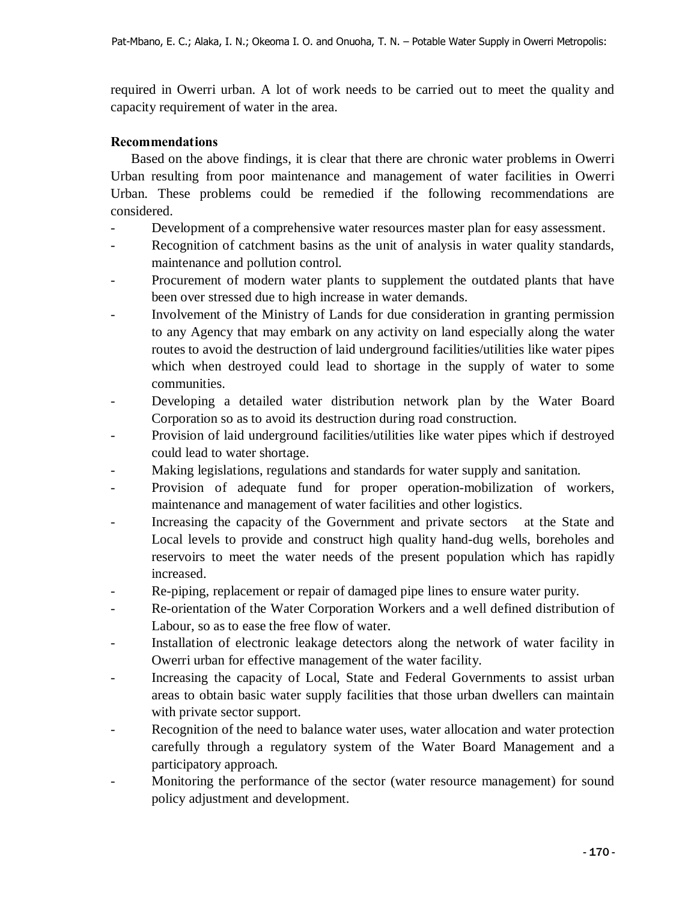required in Owerri urban. A lot of work needs to be carried out to meet the quality and capacity requirement of water in the area.

## Recommendations

Based on the above findings, it is clear that there are chronic water problems in Owerri Urban resulting from poor maintenance and management of water facilities in Owerri Urban. These problems could be remedied if the following recommendations are considered.

- Development of a comprehensive water resources master plan for easy assessment.
- Recognition of catchment basins as the unit of analysis in water quality standards, maintenance and pollution control.
- Procurement of modern water plants to supplement the outdated plants that have been over stressed due to high increase in water demands.
- Involvement of the Ministry of Lands for due consideration in granting permission to any Agency that may embark on any activity on land especially along the water routes to avoid the destruction of laid underground facilities/utilities like water pipes which when destroyed could lead to shortage in the supply of water to some communities.
- Developing a detailed water distribution network plan by the Water Board Corporation so as to avoid its destruction during road construction.
- Provision of laid underground facilities/utilities like water pipes which if destroyed could lead to water shortage.
- Making legislations, regulations and standards for water supply and sanitation.
- Provision of adequate fund for proper operation-mobilization of workers, maintenance and management of water facilities and other logistics.
- Increasing the capacity of the Government and private sectors at the State and Local levels to provide and construct high quality hand-dug wells, boreholes and reservoirs to meet the water needs of the present population which has rapidly increased.
- Re-piping, replacement or repair of damaged pipe lines to ensure water purity.
- Re-orientation of the Water Corporation Workers and a well defined distribution of Labour, so as to ease the free flow of water.
- Installation of electronic leakage detectors along the network of water facility in Owerri urban for effective management of the water facility.
- Increasing the capacity of Local, State and Federal Governments to assist urban areas to obtain basic water supply facilities that those urban dwellers can maintain with private sector support.
- Recognition of the need to balance water uses, water allocation and water protection carefully through a regulatory system of the Water Board Management and a participatory approach.
- Monitoring the performance of the sector (water resource management) for sound policy adjustment and development.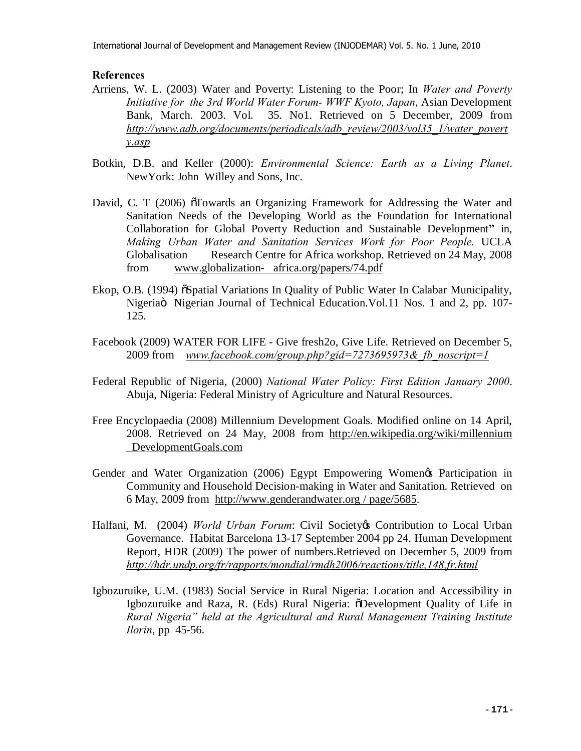**References**

Arriens, W. L. (2003) Water and Poverty: Listening to the Poor; In *Water and Poverty Initiative for the 3rd World Water Forum- WWF Kyoto, Japan*, Asian Development Bank, March. 2003. Vol. 35. No1. Retrieved on 5 December, 2009 from *http://www.adb.org/documents/periodicals/adb_review/2003/vol35_1/water_poverty.asp*

Botkin, D.B. and Keller (2000): *Environmental Science: Earth as a Living Planet*. NewYork: John Willey and Sons, Inc.

David, C. T (2006) õTowards an Organizing Framework for Addressing the Water and Sanitation Needs of the Developing World as the Foundation for International Collaboration for Global Poverty Reduction and Sustainable Development" in, *Making Urban Water and Sanitation Services Work for Poor People.* UCLA Globalisation Research Centre for Africa workshop. Retrieved on 24 May, 2008 from www.globalization- africa.org/papers/74.pdf

Ekop, O.B. (1994) õSpatial Variations In Quality of Public Water In Calabar Municipality, Nigeriaö Nigerian Journal of Technical Education.Vol.11 Nos. 1 and 2, pp. 107-125.

Facebook (2009) WATER FOR LIFE - Give fresh2o, Give Life. Retrieved on December 5, 2009 from *www.facebook.com/group.php?gid=7273695973&_fb_noscript=1*

Federal Republic of Nigeria, (2000) *National Water Policy: First Edition January 2000*. Abuja, Nigeria: Federal Ministry of Agriculture and Natural Resources.

Free Encyclopaedia (2008) Millennium Development Goals. Modified online on 14 April, 2008. Retrieved on 24 May, 2008 from http://en.wikipedia.org/wiki/millennium _DevelopmentGoals.com

Gender and Water Organization (2006) Egypt Empowering Womenøs Participation in Community and Household Decision-making in Water and Sanitation. Retrieved on 6 May, 2009 from http://www.genderandwater.org / page/5685.

Halfani, M. (2004) *World Urban Forum*: Civil Societyøs Contribution to Local Urban Governance. Habitat Barcelona 13-17 September 2004 pp 24. Human Development Report, HDR (2009) The power of numbers.Retrieved on December 5, 2009 from *http://hdr.undp.org/fr/rapports/mondial/rmdh2006/reactions/title,148,fr.html*

Igbozuruike, U.M. (1983) Social Service in Rural Nigeria: Location and Accessibility in Igbozuruike and Raza, R. (Eds) Rural Nigeria: õDevelopment Quality of Life in *Rural Nigeria" held at the Agricultural and Rural Management Training Institute Ilorin*, pp 45-56.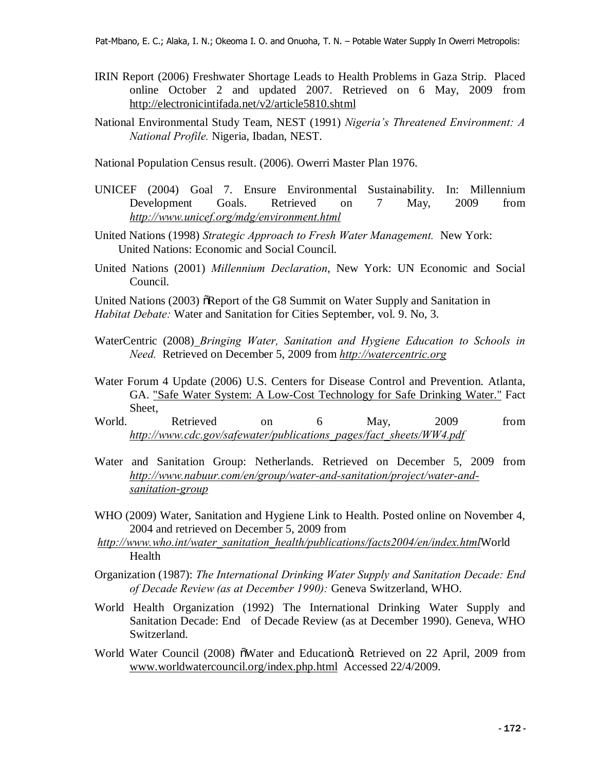IRIN Report (2006) Freshwater Shortage Leads to Health Problems in Gaza Strip. Placed online October 2 and updated 2007. Retrieved on 6 May, 2009 from http://electronicintifada.net/v2/article5810.shtml

National Environmental Study Team, NEST (1991) *Nigeria's Threatened Environment: A National Profile.* Nigeria, Ibadan, NEST.

National Population Census result. (2006). Owerri Master Plan 1976.

UNICEF (2004) Goal 7. Ensure Environmental Sustainability. In: Millennium Development Goals. Retrieved on 7 May, 2009 from *http://www.unicef.org/mdg/environment.html*

United Nations (1998) *Strategic Approach to Fresh Water Management.* New York: United Nations: Economic and Social Council.

United Nations (2001) *Millennium Declaration*, New York: UN Economic and Social Council.

United Nations (2003) õReport of the G8 Summit on Water Supply and Sanitation in *Habitat Debate:* Water and Sanitation for Cities September, vol. 9. No, 3.

WaterCentric (2008) *Bringing Water, Sanitation and Hygiene Education to Schools in Need.* Retrieved on December 5, 2009 from *http://watercentric.org*

Water Forum 4 Update (2006) U.S. Centers for Disease Control and Prevention. Atlanta, GA. "Safe Water System: A Low-Cost Technology for Safe Drinking Water." Fact Sheet,

World. Retrieved on 6 May, 2009 from *http://www.cdc.gov/safewater/publications_pages/fact_sheets/WW4.pdf*

Water and Sanitation Group: Netherlands. Retrieved on December 5, 2009 from *http://www.nabuur.com/en/group/water-and-sanitation/project/water-and-sanitation-group*

WHO (2009) Water, Sanitation and Hygiene Link to Health. Posted online on November 4, 2004 and retrieved on December 5, 2009 from *http://www.who.int/water_sanitation_health/publications/facts2004/en/index.html*World Health

Organization (1987): *The International Drinking Water Supply and Sanitation Decade: End of Decade Review (as at December 1990):* Geneva Switzerland, WHO.

World Health Organization (1992) The International Drinking Water Supply and Sanitation Decade: End of Decade Review (as at December 1990). Geneva, WHO Switzerland.

World Water Council (2008) õWater and Educationö. Retrieved on 22 April, 2009 from www.worldwatercouncil.org/index.php.html Accessed 22/4/2009.